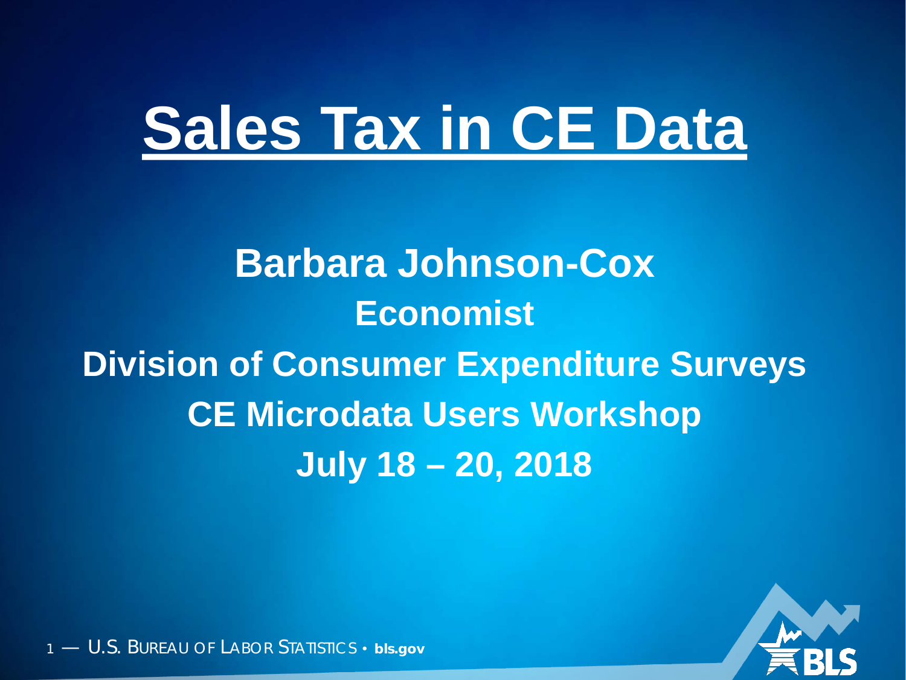# Sales Tax in CE Data

**Barbara Johnson-Cox**

**Economist**

**Division of Consumer Expenditure Surveys**

**CE Microdata Users Workshop**

**July 18 – 20, 2018**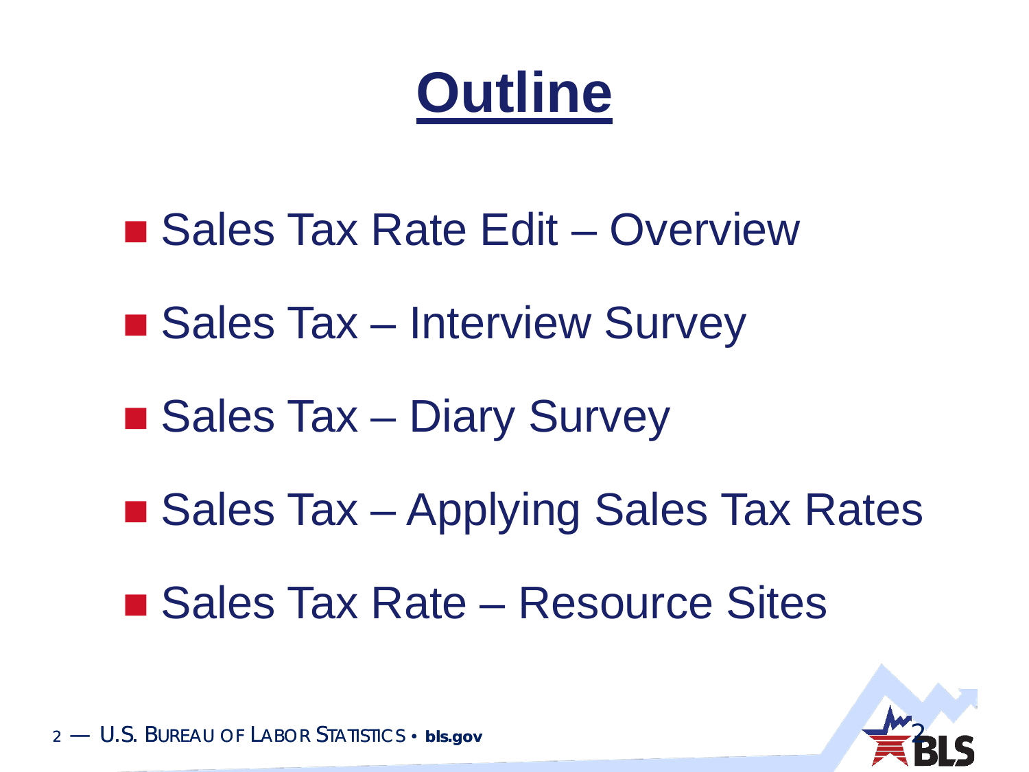# Outline

- Sales Tax Rate Edit – Overview
- Sales Tax – Interview Survey
- Sales Tax – Diary Survey
- Sales Tax – Applying Sales Tax Rates
- Sales Tax Rate – Resource Sites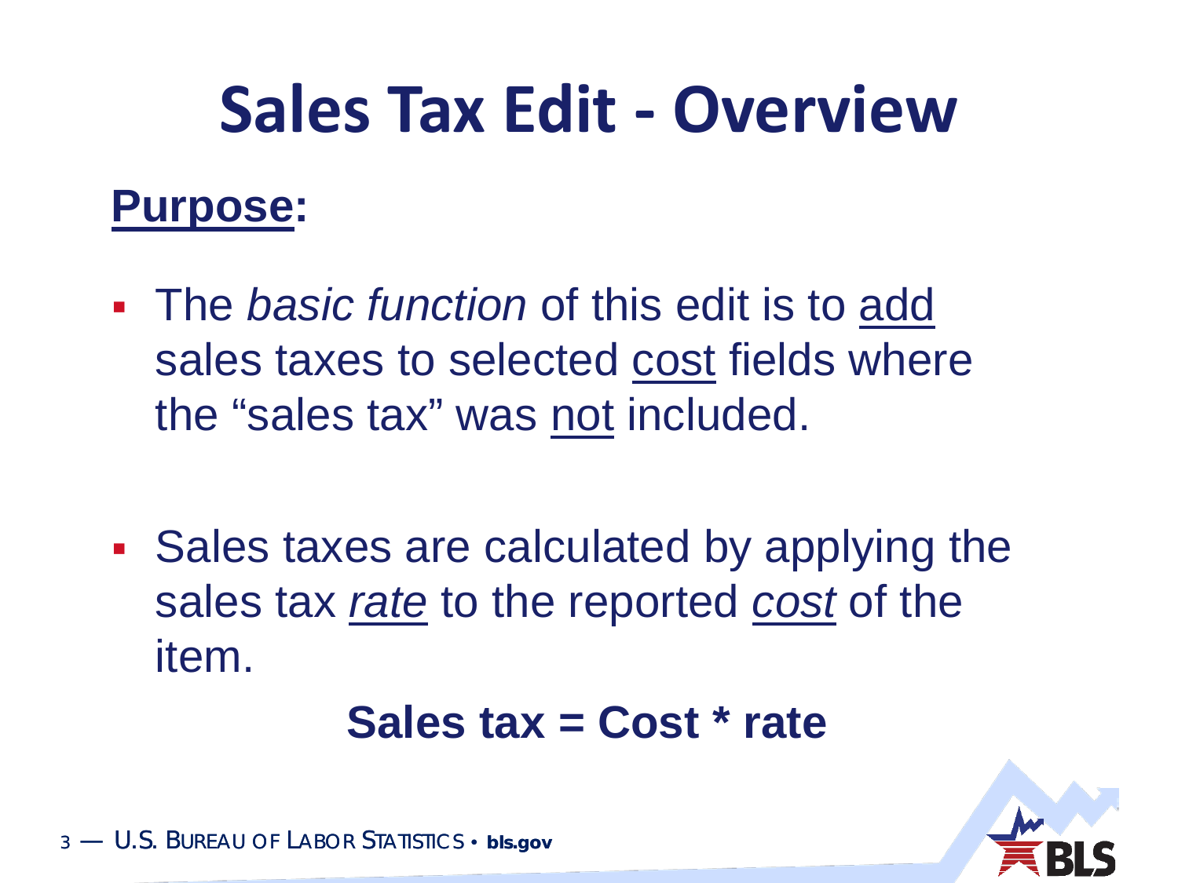# Sales Tax Edit - Overview

**Purpose:**

- The *basic function* of this edit is to add sales taxes to selected cost fields where the "sales tax" was not included.

- Sales taxes are calculated by applying the sales tax *rate* to the reported *cost* of the item.

**Sales tax = Cost * rate**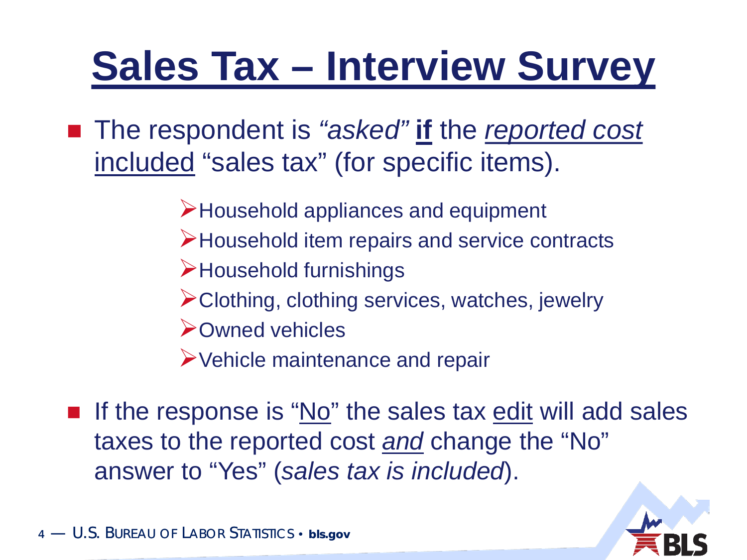# Sales Tax – Interview Survey

- The respondent is *"asked"* **if** the *reported cost* included "sales tax" (for specific items).
  - Household appliances and equipment
  - Household item repairs and service contracts
  - Household furnishings
  - Clothing, clothing services, watches, jewelry
  - Owned vehicles
  - Vehicle maintenance and repair
- If the response is "No" the sales tax edit will add sales taxes to the reported cost *and* change the "No" answer to "Yes" (*sales tax is included*).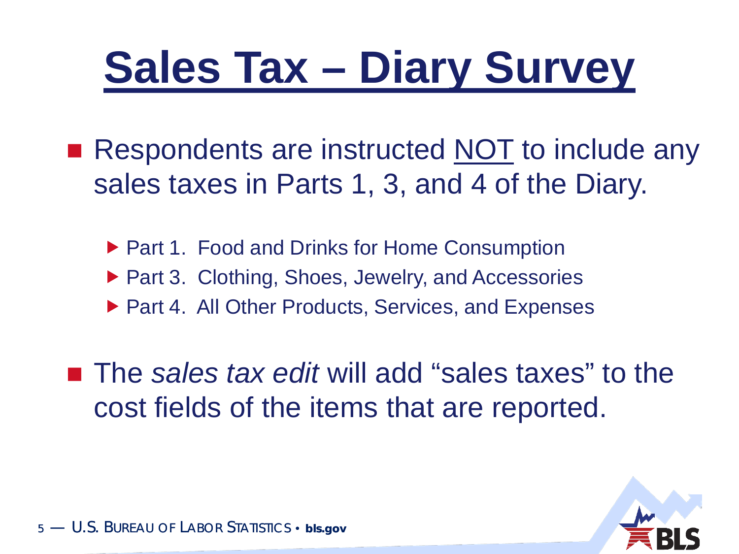# Sales Tax – Diary Survey

- Respondents are instructed NOT to include any sales taxes in Parts 1, 3, and 4 of the Diary.
  - Part 1. Food and Drinks for Home Consumption
  - Part 3. Clothing, Shoes, Jewelry, and Accessories
  - Part 4. All Other Products, Services, and Expenses
- The *sales tax edit* will add "sales taxes" to the cost fields of the items that are reported.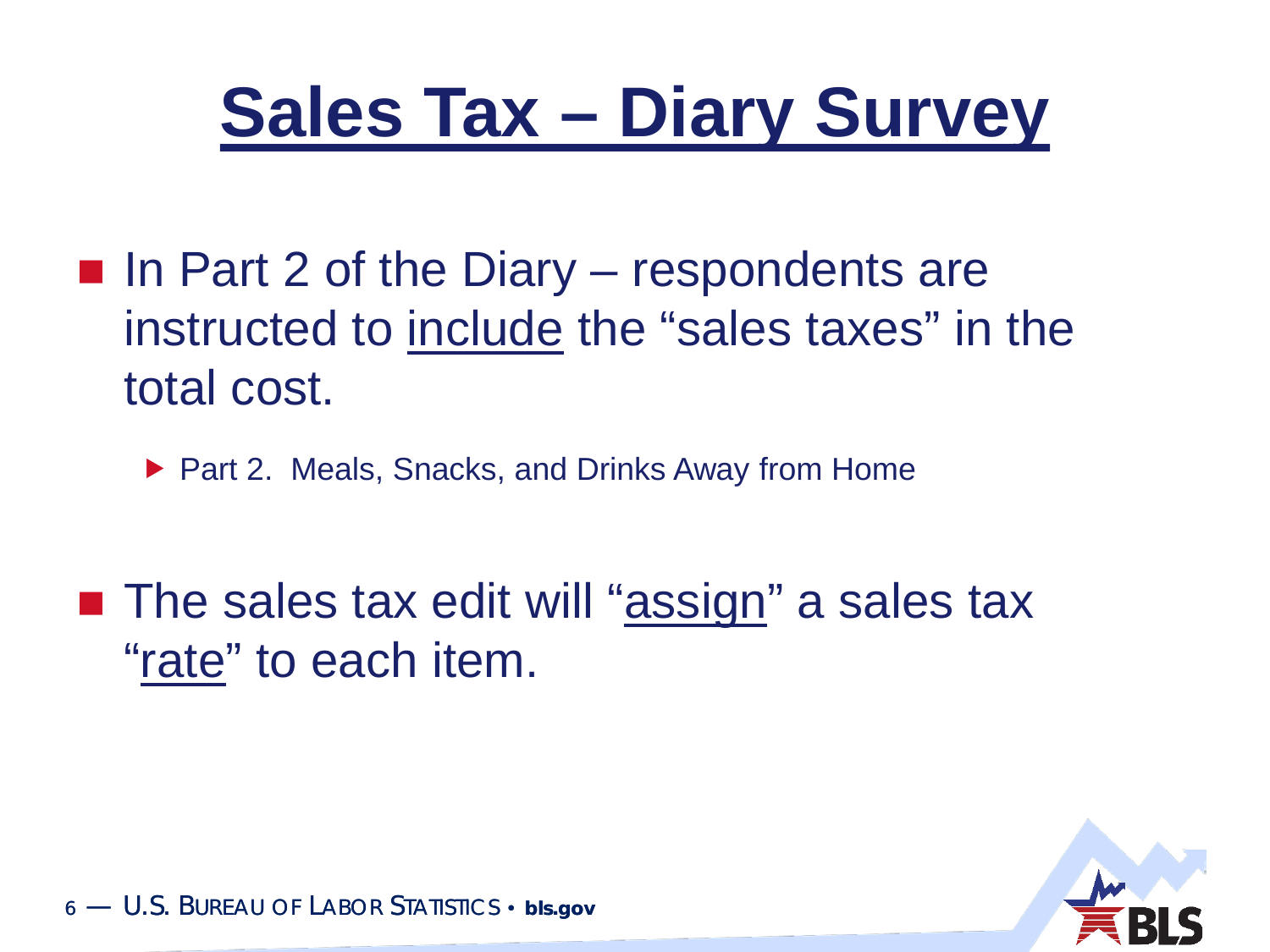# Sales Tax – Diary Survey

- In Part 2 of the Diary – respondents are instructed to include the "sales taxes" in the total cost.
  - Part 2. Meals, Snacks, and Drinks Away from Home

- The sales tax edit will "assign" a sales tax "rate" to each item.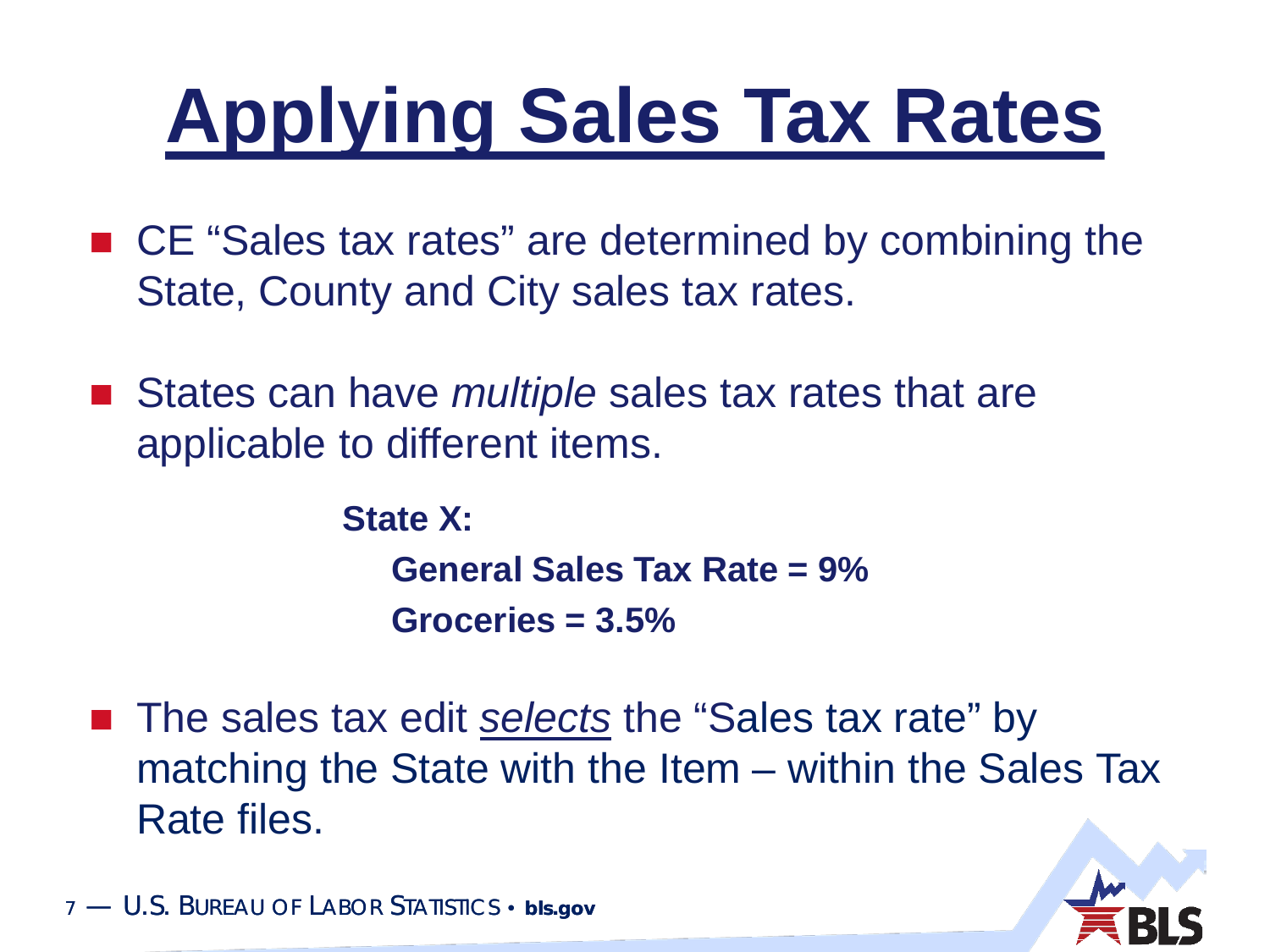# Applying Sales Tax Rates

- CE "Sales tax rates" are determined by combining the State, County and City sales tax rates.

- States can have *multiple* sales tax rates that are applicable to different items.

  **State X:**

  **General Sales Tax Rate = 9%**

  **Groceries = 3.5%**

- The sales tax edit *selects* the "Sales tax rate" by matching the State with the Item – within the Sales Tax Rate files.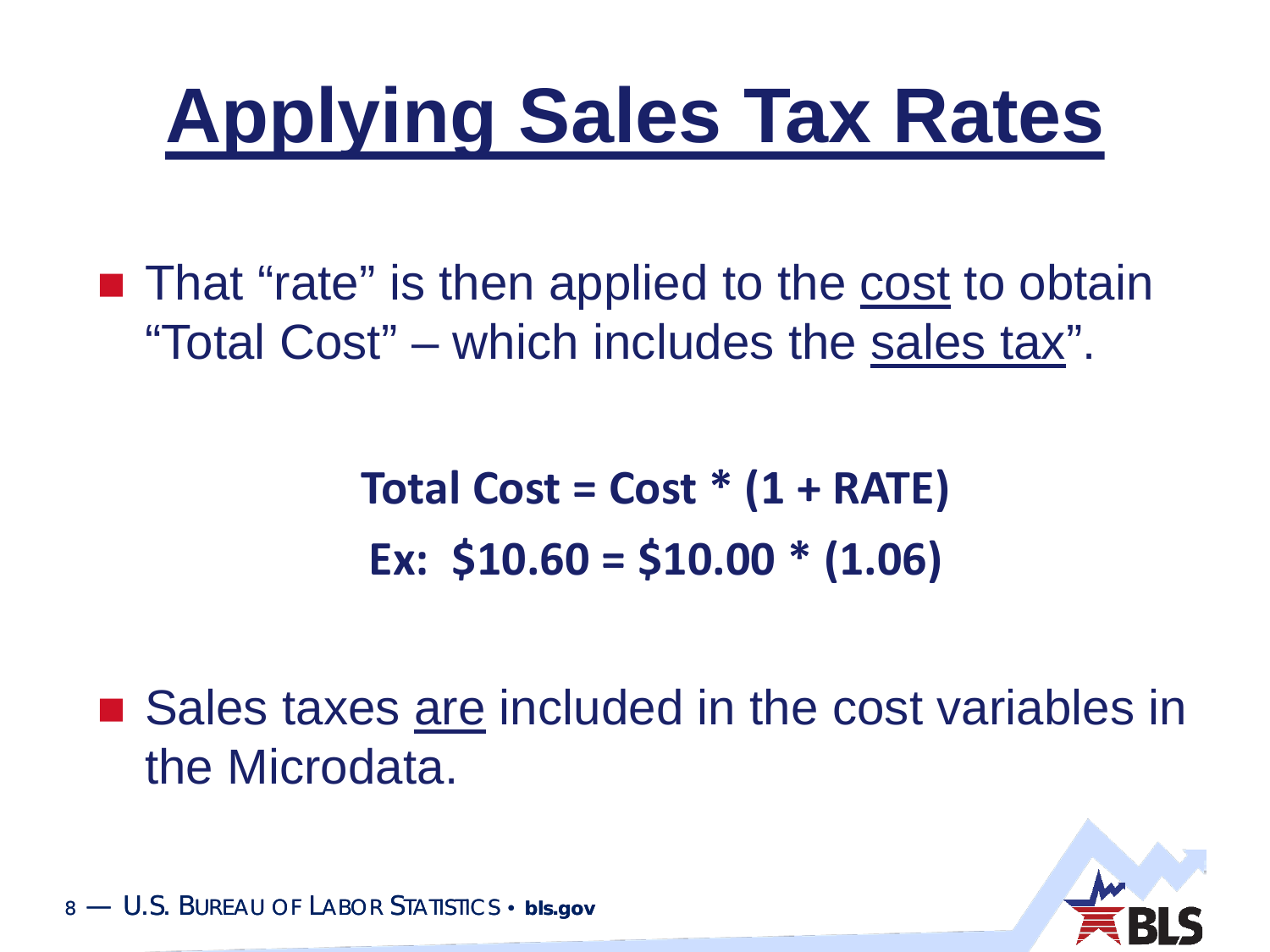# Applying Sales Tax Rates

- That "rate" is then applied to the cost to obtain "Total Cost" – which includes the sales tax".

**Total Cost = Cost * (1 + RATE)**

**Ex: $10.60 = $10.00 * (1.06)**

- Sales taxes are included in the cost variables in the Microdata.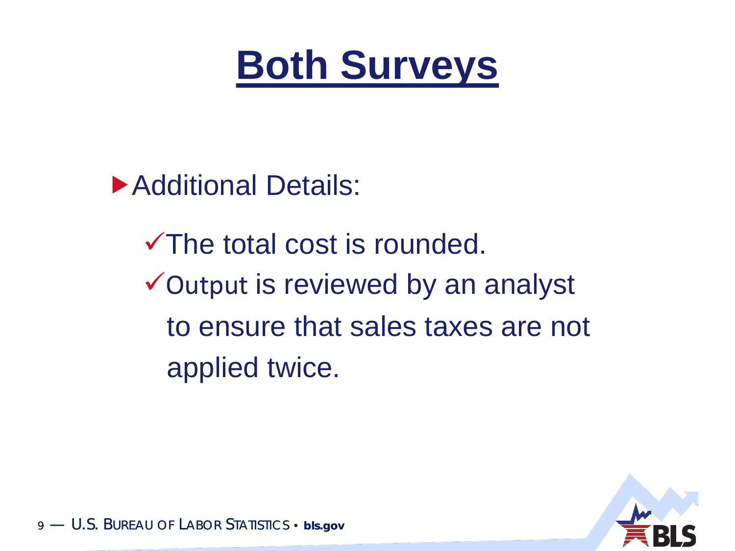# Both Surveys

- Additional Details:
  - ✓ The total cost is rounded.
  - ✓ Output is reviewed by an analyst to ensure that sales taxes are not applied twice.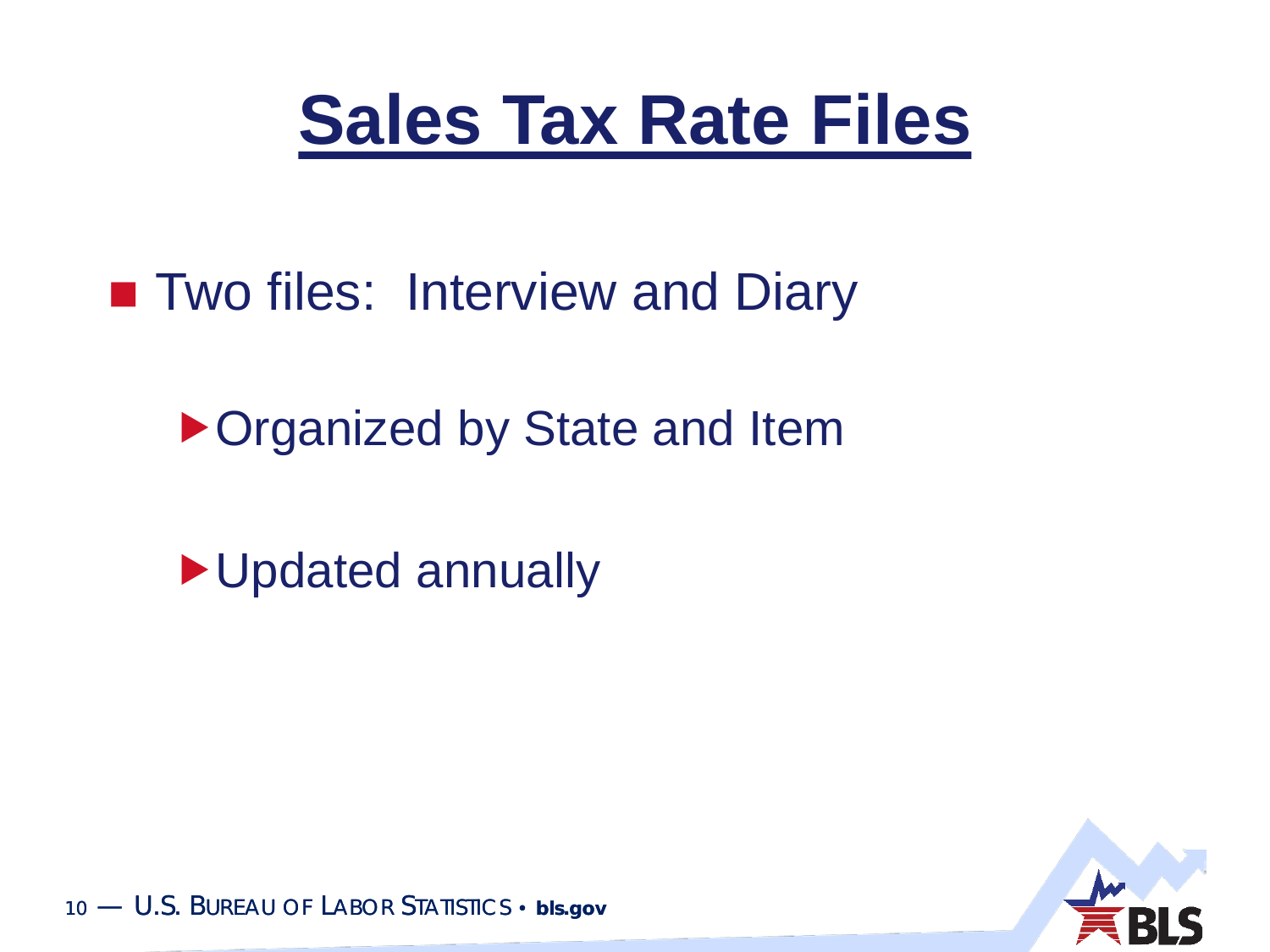# Sales Tax Rate Files

- Two files: Interview and Diary
  - Organized by State and Item
  - Updated annually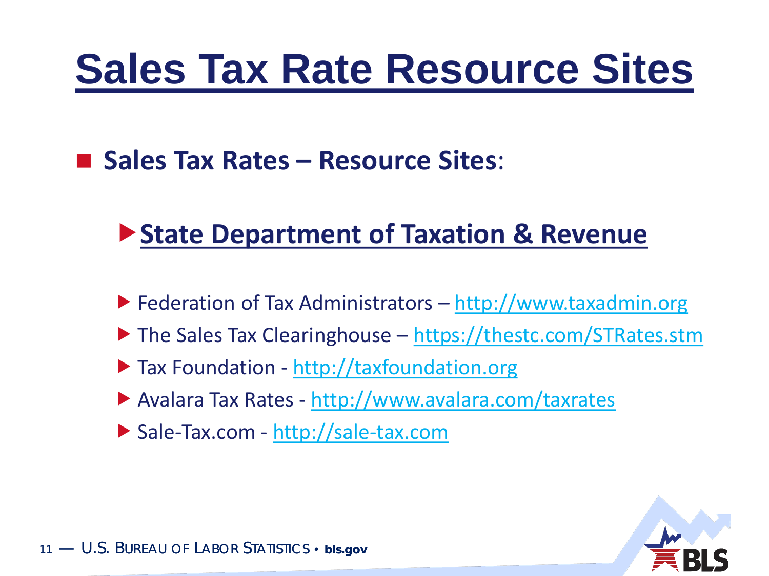# Sales Tax Rate Resource Sites

- **Sales Tax Rates – Resource Sites**:

  - **State Department of Taxation & Revenue**

    - Federation of Tax Administrators – http://www.taxadmin.org
    - The Sales Tax Clearinghouse – https://thestc.com/STRates.stm
    - Tax Foundation - http://taxfoundation.org
    - Avalara Tax Rates - http://www.avalara.com/taxrates
    - Sale-Tax.com - http://sale-tax.com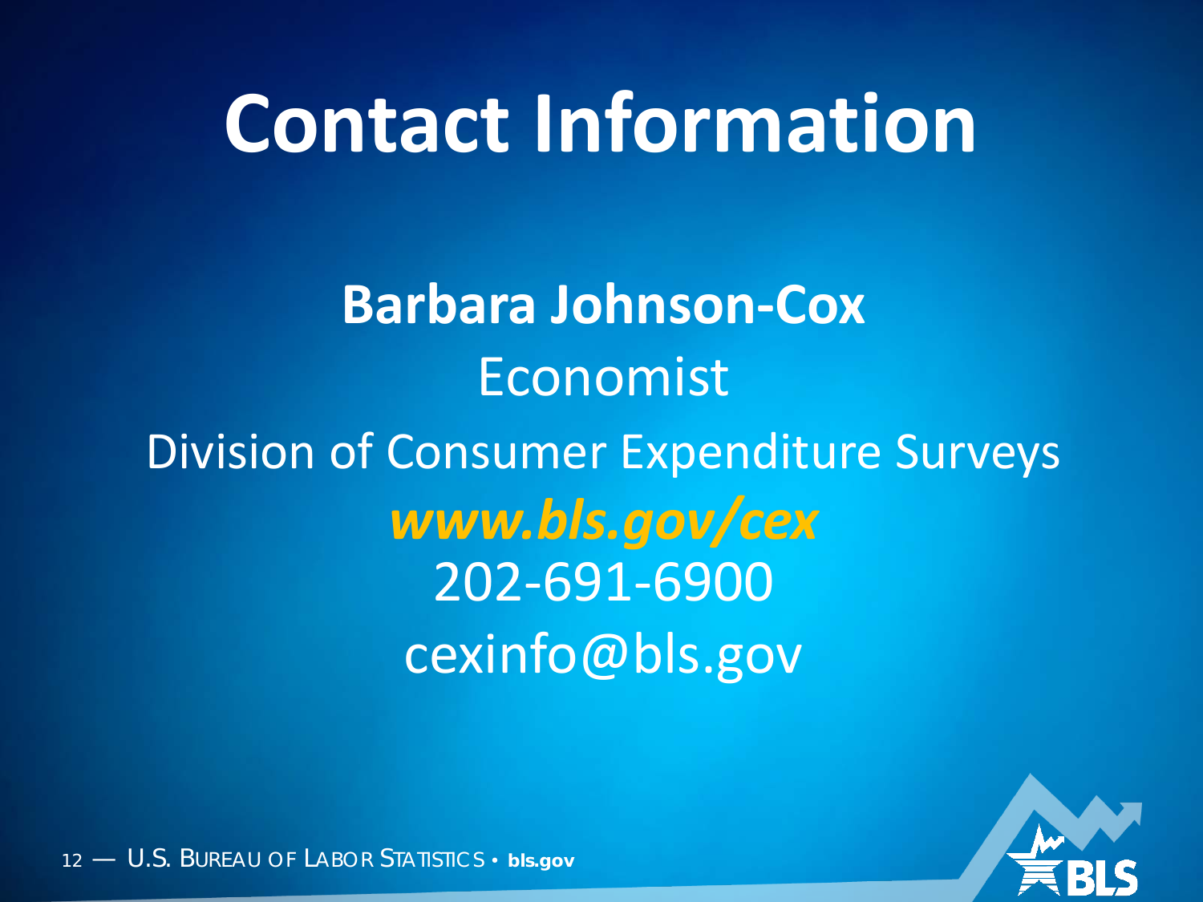# Contact Information

**Barbara Johnson-Cox**

Economist

Division of Consumer Expenditure Surveys

***www.bls.gov/cex***

202-691-6900

cexinfo@bls.gov